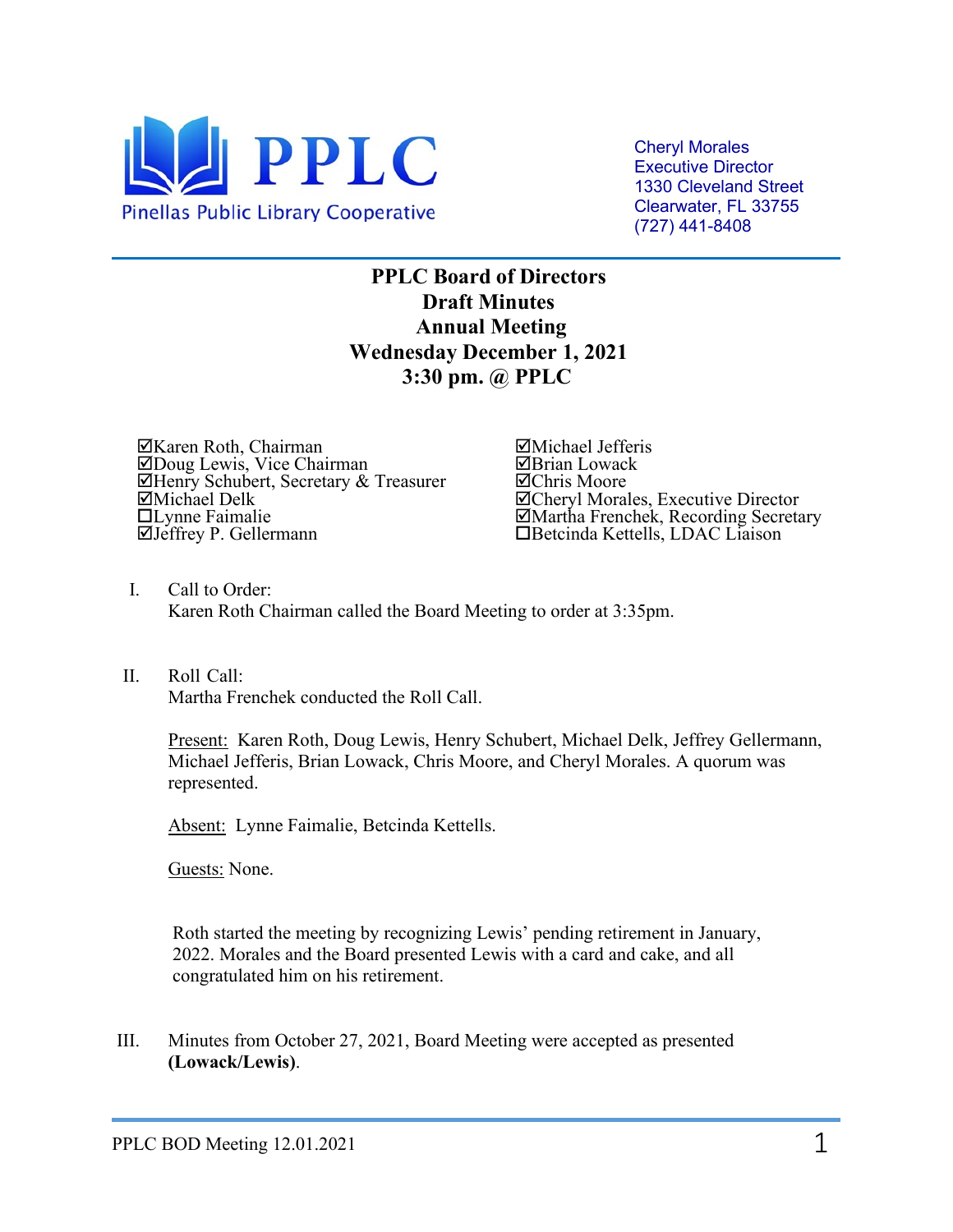PPLC

Pinellas Public Library Cooperative

Cheryl Morales
Executive Director
1330 Cleveland Street
Clearwater, FL 33755
(727) 441-8408

# PPLC Board of Directors
## Draft Minutes
## Annual Meeting
## Wednesday December 1, 2021
## 3:30 pm. @ PPLC

☑Karen Roth, Chairman
☑Doug Lewis, Vice Chairman
☑Henry Schubert, Secretary & Treasurer
☑Michael Delk
☐Lynne Faimalie
☑Jeffrey P. Gellermann
☑Michael Jefferis
☑Brian Lowack
☑Chris Moore
☑Cheryl Morales, Executive Director
☑Martha Frenchek, Recording Secretary
☐Betcinda Kettells, LDAC Liaison

I. Call to Order:
Karen Roth Chairman called the Board Meeting to order at 3:35pm.

II. Roll Call:
Martha Frenchek conducted the Roll Call.

Present: Karen Roth, Doug Lewis, Henry Schubert, Michael Delk, Jeffrey Gellermann, Michael Jefferis, Brian Lowack, Chris Moore, and Cheryl Morales. A quorum was represented.

Absent: Lynne Faimalie, Betcinda Kettells.

Guests: None.

Roth started the meeting by recognizing Lewis' pending retirement in January, 2022. Morales and the Board presented Lewis with a card and cake, and all congratulated him on his retirement.

III. Minutes from October 27, 2021, Board Meeting were accepted as presented **(Lowack/Lewis)**.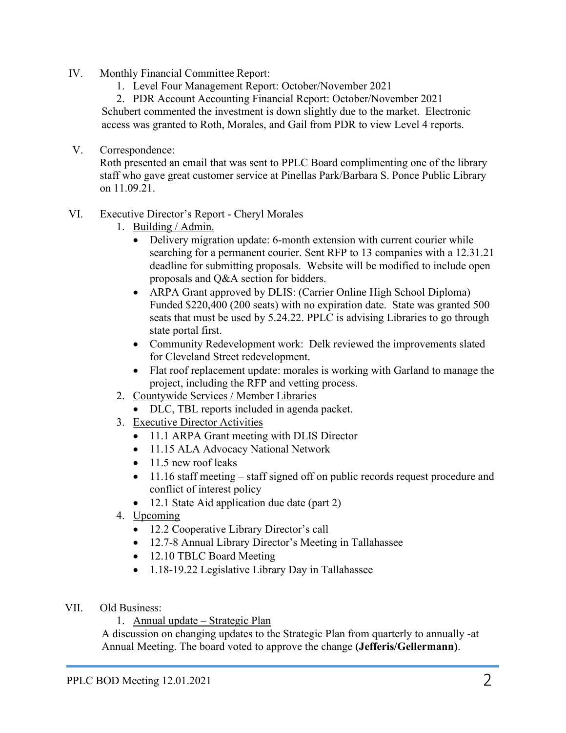IV. Monthly Financial Committee Report:

1. Level Four Management Report: October/November 2021
2. PDR Account Accounting Financial Report: October/November 2021

Schubert commented the investment is down slightly due to the market. Electronic access was granted to Roth, Morales, and Gail from PDR to view Level 4 reports.

V. Correspondence:

Roth presented an email that was sent to PPLC Board complimenting one of the library staff who gave great customer service at Pinellas Park/Barbara S. Ponce Public Library on 11.09.21.

VI. Executive Director's Report - Cheryl Morales

1. Building / Admin.
   - Delivery migration update: 6-month extension with current courier while searching for a permanent courier. Sent RFP to 13 companies with a 12.31.21 deadline for submitting proposals. Website will be modified to include open proposals and Q&A section for bidders.
   - ARPA Grant approved by DLIS: (Carrier Online High School Diploma) Funded $220,400 (200 seats) with no expiration date. State was granted 500 seats that must be used by 5.24.22. PPLC is advising Libraries to go through state portal first.
   - Community Redevelopment work: Delk reviewed the improvements slated for Cleveland Street redevelopment.
   - Flat roof replacement update: morales is working with Garland to manage the project, including the RFP and vetting process.
2. Countywide Services / Member Libraries
   - DLC, TBL reports included in agenda packet.
3. Executive Director Activities
   - 11.1 ARPA Grant meeting with DLIS Director
   - 11.15 ALA Advocacy National Network
   - 11.5 new roof leaks
   - 11.16 staff meeting – staff signed off on public records request procedure and conflict of interest policy
   - 12.1 State Aid application due date (part 2)
4. Upcoming
   - 12.2 Cooperative Library Director's call
   - 12.7-8 Annual Library Director's Meeting in Tallahassee
   - 12.10 TBLC Board Meeting
   - 1.18-19.22 Legislative Library Day in Tallahassee

VII. Old Business:

1. Annual update – Strategic Plan

A discussion on changing updates to the Strategic Plan from quarterly to annually -at Annual Meeting. The board voted to approve the change **(Jefferis/Gellermann)**.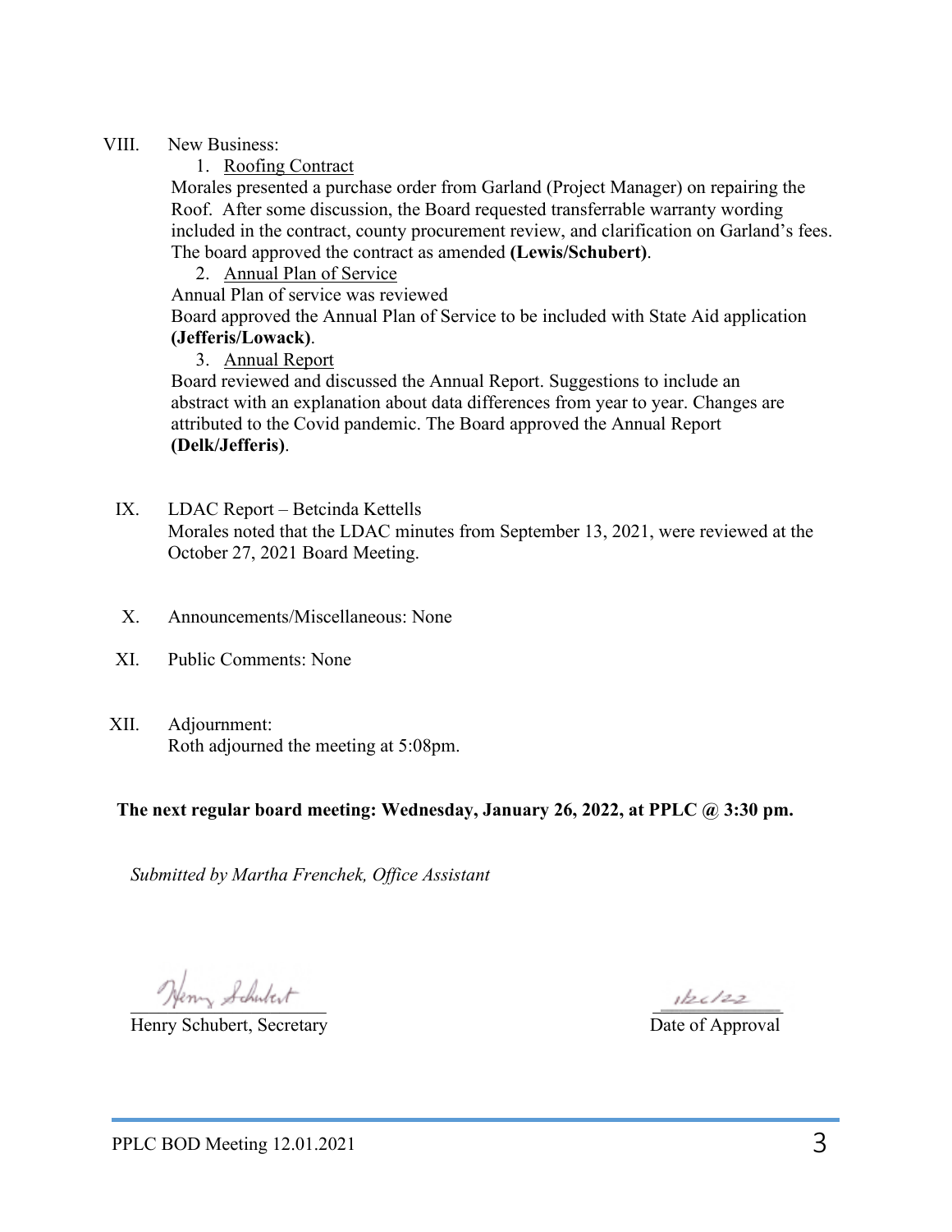VIII. New Business:

1. <u>Roofing Contract</u>

Morales presented a purchase order from Garland (Project Manager) on repairing the Roof. After some discussion, the Board requested transferrable warranty wording included in the contract, county procurement review, and clarification on Garland's fees. The board approved the contract as amended **(Lewis/Schubert)**.

2. <u>Annual Plan of Service</u>

Annual Plan of service was reviewed

Board approved the Annual Plan of Service to be included with State Aid application **(Jefferis/Lowack)**.

3. <u>Annual Report</u>

Board reviewed and discussed the Annual Report. Suggestions to include an abstract with an explanation about data differences from year to year. Changes are attributed to the Covid pandemic. The Board approved the Annual Report **(Delk/Jefferis)**.

IX. LDAC Report – Betcinda Kettells

Morales noted that the LDAC minutes from September 13, 2021, were reviewed at the October 27, 2021 Board Meeting.

X. Announcements/Miscellaneous: None

XI. Public Comments: None

XII. Adjournment:

Roth adjourned the meeting at 5:08pm.

**The next regular board meeting: Wednesday, January 26, 2022, at PPLC @ 3:30 pm.**

*Submitted by Martha Frenchek, Office Assistant*

Henry Schubert

Henry Schubert, Secretary

1/26/22

Date of Approval